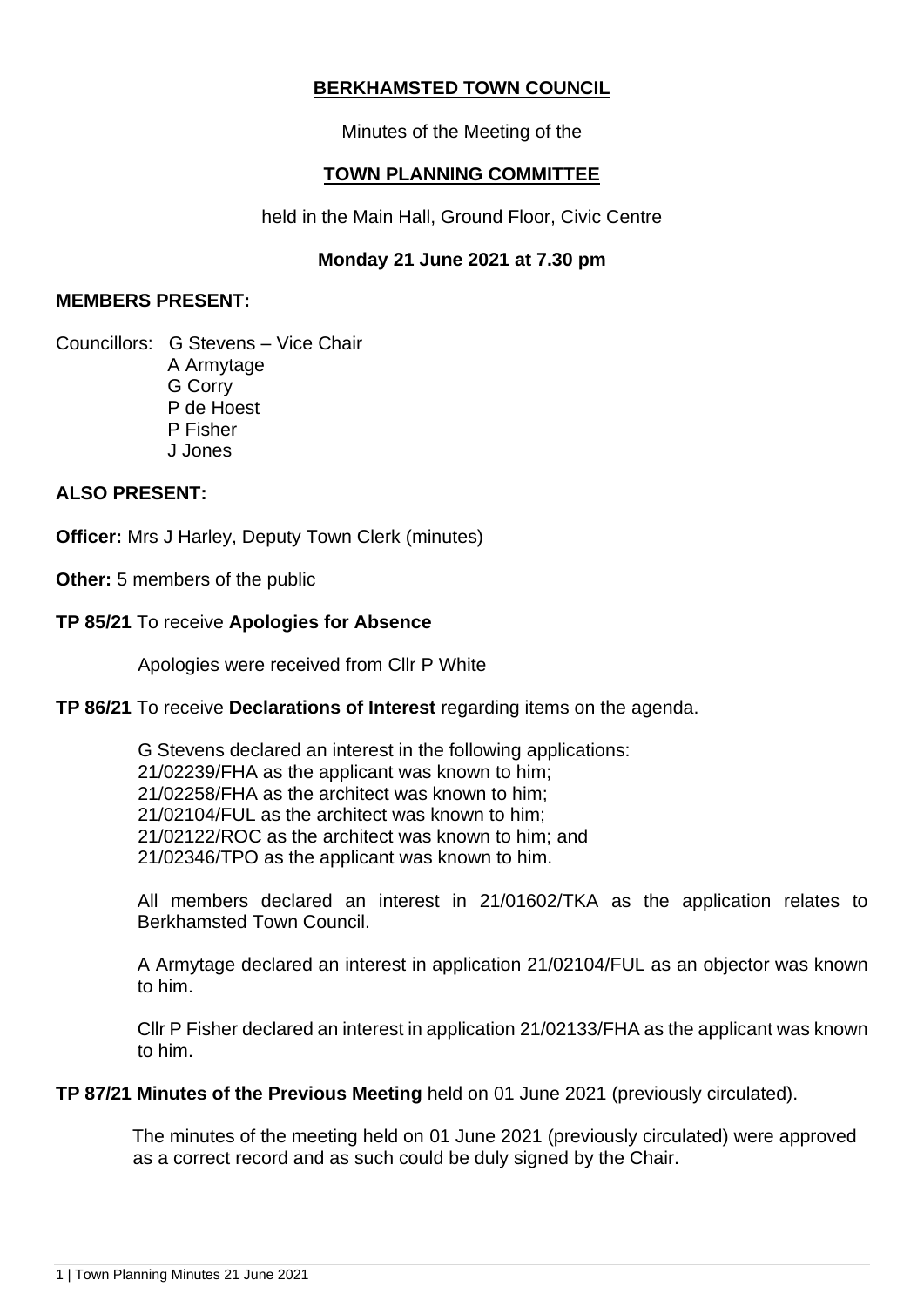# BERKHAMSTED TOWN COUNCIL

Minutes of the Meeting of the

## TOWN PLANNING COMMITTEE

held in the Main Hall, Ground Floor, Civic Centre

**Monday 21 June 2021 at 7.30 pm**

**MEMBERS PRESENT:**

Councillors: G Stevens – Vice Chair
A Armytage
G Corry
P de Hoest
P Fisher
J Jones

**ALSO PRESENT:**

**Officer:** Mrs J Harley, Deputy Town Clerk (minutes)

**Other:** 5 members of the public

**TP 85/21** To receive **Apologies for Absence**

Apologies were received from Cllr P White

**TP 86/21** To receive **Declarations of Interest** regarding items on the agenda.

G Stevens declared an interest in the following applications:
21/02239/FHA as the applicant was known to him;
21/02258/FHA as the architect was known to him;
21/02104/FUL as the architect was known to him;
21/02122/ROC as the architect was known to him; and
21/02346/TPO as the applicant was known to him.

All members declared an interest in 21/01602/TKA as the application relates to Berkhamsted Town Council.

A Armytage declared an interest in application 21/02104/FUL as an objector was known to him.

Cllr P Fisher declared an interest in application 21/02133/FHA as the applicant was known to him.

**TP 87/21 Minutes of the Previous Meeting** held on 01 June 2021 (previously circulated).

The minutes of the meeting held on 01 June 2021 (previously circulated) were approved as a correct record and as such could be duly signed by the Chair.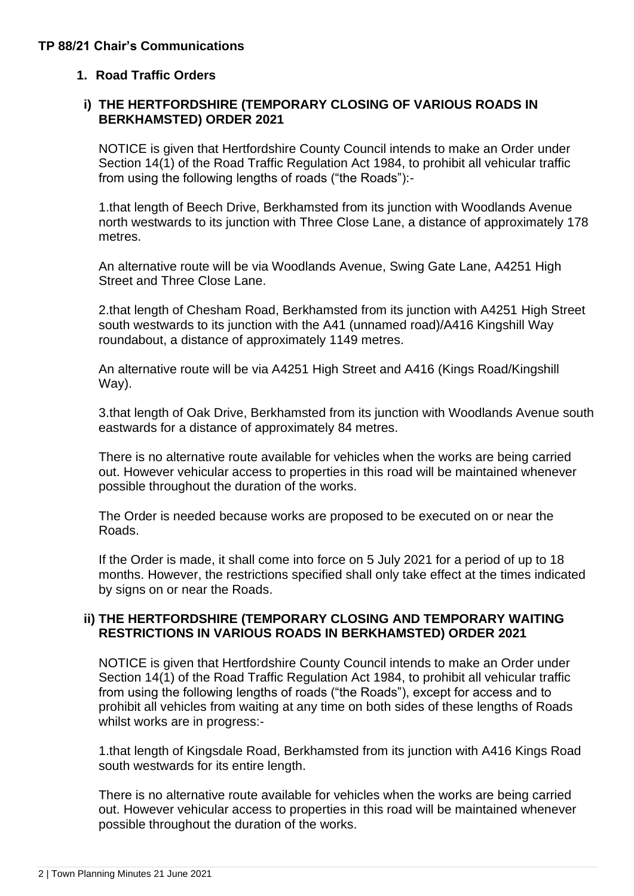### TP 88/21 Chair's Communications

#### 1. Road Traffic Orders

**i) THE HERTFORDSHIRE (TEMPORARY CLOSING OF VARIOUS ROADS IN BERKHAMSTED) ORDER 2021**

NOTICE is given that Hertfordshire County Council intends to make an Order under Section 14(1) of the Road Traffic Regulation Act 1984, to prohibit all vehicular traffic from using the following lengths of roads ("the Roads"):-

1.that length of Beech Drive, Berkhamsted from its junction with Woodlands Avenue north westwards to its junction with Three Close Lane, a distance of approximately 178 metres.

An alternative route will be via Woodlands Avenue, Swing Gate Lane, A4251 High Street and Three Close Lane.

2.that length of Chesham Road, Berkhamsted from its junction with A4251 High Street south westwards to its junction with the A41 (unnamed road)/A416 Kingshill Way roundabout, a distance of approximately 1149 metres.

An alternative route will be via A4251 High Street and A416 (Kings Road/Kingshill Way).

3.that length of Oak Drive, Berkhamsted from its junction with Woodlands Avenue south eastwards for a distance of approximately 84 metres.

There is no alternative route available for vehicles when the works are being carried out. However vehicular access to properties in this road will be maintained whenever possible throughout the duration of the works.

The Order is needed because works are proposed to be executed on or near the Roads.

If the Order is made, it shall come into force on 5 July 2021 for a period of up to 18 months. However, the restrictions specified shall only take effect at the times indicated by signs on or near the Roads.

**ii) THE HERTFORDSHIRE (TEMPORARY CLOSING AND TEMPORARY WAITING RESTRICTIONS IN VARIOUS ROADS IN BERKHAMSTED) ORDER 2021**

NOTICE is given that Hertfordshire County Council intends to make an Order under Section 14(1) of the Road Traffic Regulation Act 1984, to prohibit all vehicular traffic from using the following lengths of roads ("the Roads"), except for access and to prohibit all vehicles from waiting at any time on both sides of these lengths of Roads whilst works are in progress:-

1.that length of Kingsdale Road, Berkhamsted from its junction with A416 Kings Road south westwards for its entire length.

There is no alternative route available for vehicles when the works are being carried out. However vehicular access to properties in this road will be maintained whenever possible throughout the duration of the works.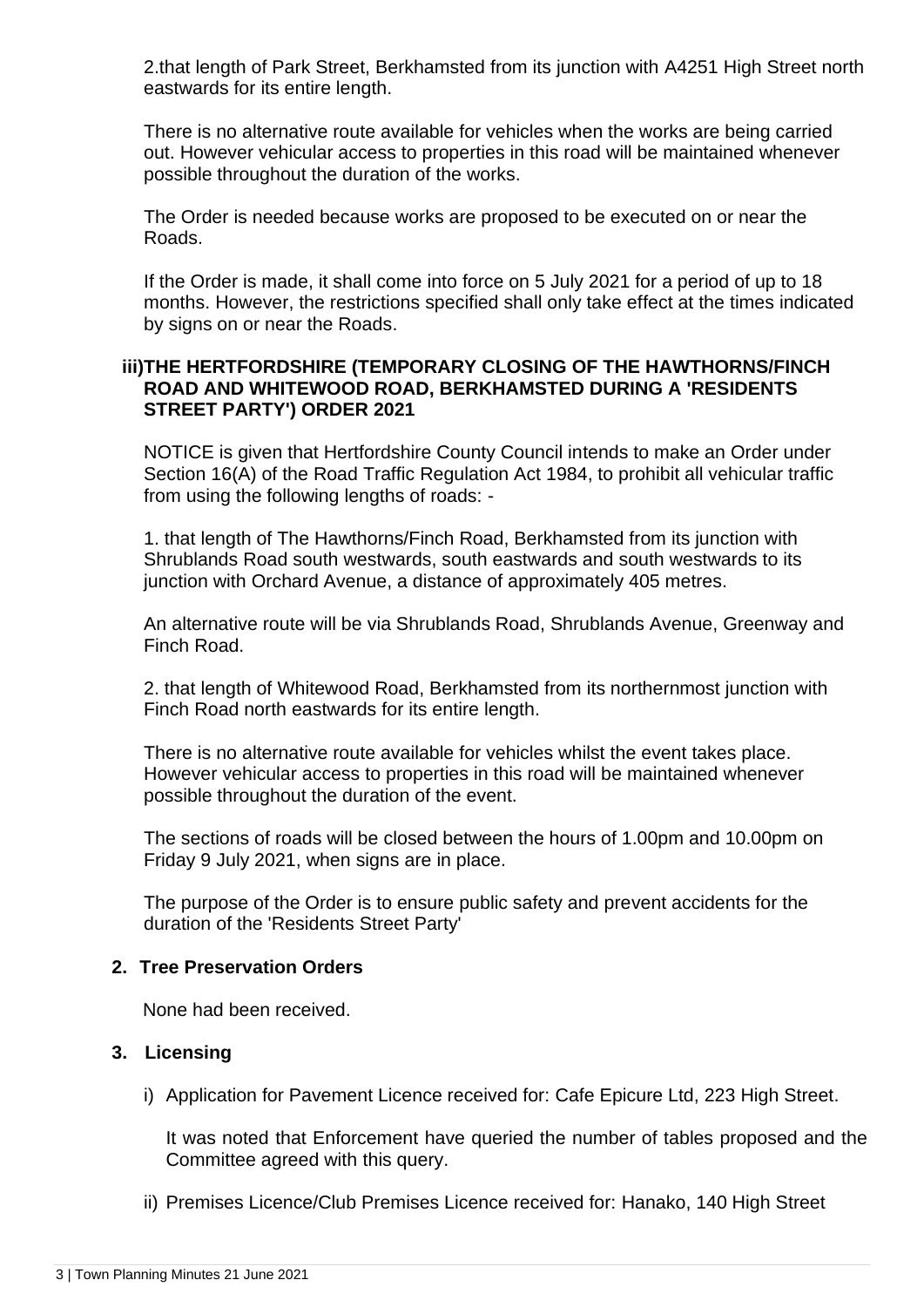2.that length of Park Street, Berkhamsted from its junction with A4251 High Street north eastwards for its entire length.

There is no alternative route available for vehicles when the works are being carried out. However vehicular access to properties in this road will be maintained whenever possible throughout the duration of the works.

The Order is needed because works are proposed to be executed on or near the Roads.

If the Order is made, it shall come into force on 5 July 2021 for a period of up to 18 months. However, the restrictions specified shall only take effect at the times indicated by signs on or near the Roads.

**iii)THE HERTFORDSHIRE (TEMPORARY CLOSING OF THE HAWTHORNS/FINCH ROAD AND WHITEWOOD ROAD, BERKHAMSTED DURING A 'RESIDENTS STREET PARTY') ORDER 2021**

NOTICE is given that Hertfordshire County Council intends to make an Order under Section 16(A) of the Road Traffic Regulation Act 1984, to prohibit all vehicular traffic from using the following lengths of roads: -

1. that length of The Hawthorns/Finch Road, Berkhamsted from its junction with Shrublands Road south westwards, south eastwards and south westwards to its junction with Orchard Avenue, a distance of approximately 405 metres.

An alternative route will be via Shrublands Road, Shrublands Avenue, Greenway and Finch Road.

2. that length of Whitewood Road, Berkhamsted from its northernmost junction with Finch Road north eastwards for its entire length.

There is no alternative route available for vehicles whilst the event takes place. However vehicular access to properties in this road will be maintained whenever possible throughout the duration of the event.

The sections of roads will be closed between the hours of 1.00pm and 10.00pm on Friday 9 July 2021, when signs are in place.

The purpose of the Order is to ensure public safety and prevent accidents for the duration of the 'Residents Street Party'

**2. Tree Preservation Orders**

None had been received.

**3. Licensing**

i) Application for Pavement Licence received for: Cafe Epicure Ltd, 223 High Street.

It was noted that Enforcement have queried the number of tables proposed and the Committee agreed with this query.

ii) Premises Licence/Club Premises Licence received for: Hanako, 140 High Street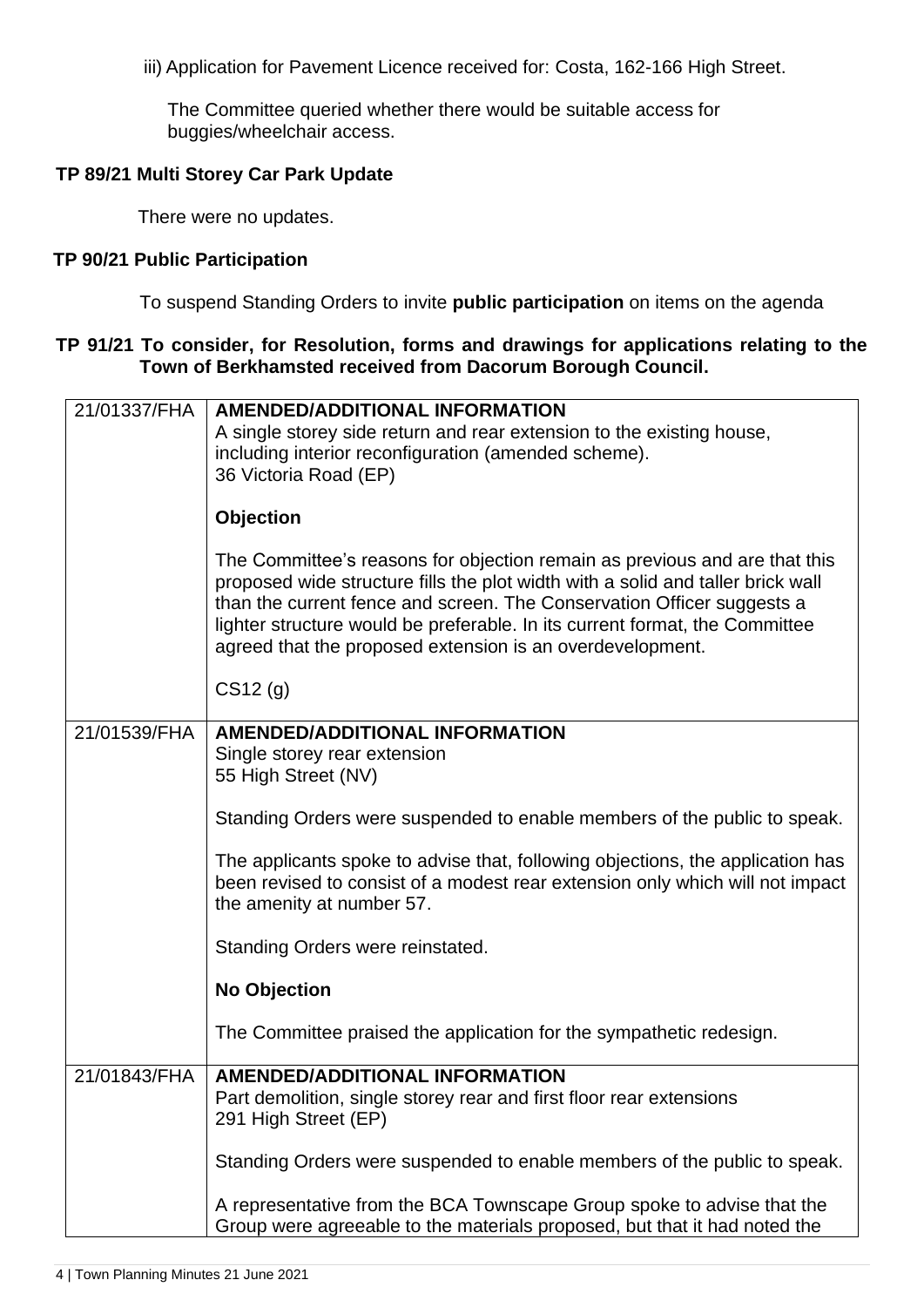iii) Application for Pavement Licence received for: Costa, 162-166 High Street.

The Committee queried whether there would be suitable access for buggies/wheelchair access.

**TP 89/21 Multi Storey Car Park Update**

There were no updates.

**TP 90/21 Public Participation**

To suspend Standing Orders to invite **public participation** on items on the agenda

**TP 91/21 To consider, for Resolution, forms and drawings for applications relating to the Town of Berkhamsted received from Dacorum Borough Council.**

| | |
|---|---|
| 21/01337/FHA | **AMENDED/ADDITIONAL INFORMATION**<br>A single storey side return and rear extension to the existing house, including interior reconfiguration (amended scheme).<br>36 Victoria Road (EP)<br><br>**Objection**<br><br>The Committee's reasons for objection remain as previous and are that this proposed wide structure fills the plot width with a solid and taller brick wall than the current fence and screen. The Conservation Officer suggests a lighter structure would be preferable. In its current format, the Committee agreed that the proposed extension is an overdevelopment.<br><br>CS12 (g) |
| 21/01539/FHA | **AMENDED/ADDITIONAL INFORMATION**<br>Single storey rear extension<br>55 High Street (NV)<br><br>Standing Orders were suspended to enable members of the public to speak.<br><br>The applicants spoke to advise that, following objections, the application has been revised to consist of a modest rear extension only which will not impact the amenity at number 57.<br><br>Standing Orders were reinstated.<br><br>**No Objection**<br><br>The Committee praised the application for the sympathetic redesign. |
| 21/01843/FHA | **AMENDED/ADDITIONAL INFORMATION**<br>Part demolition, single storey rear and first floor rear extensions<br>291 High Street (EP)<br><br>Standing Orders were suspended to enable members of the public to speak.<br><br>A representative from the BCA Townscape Group spoke to advise that the Group were agreeable to the materials proposed, but that it had noted the |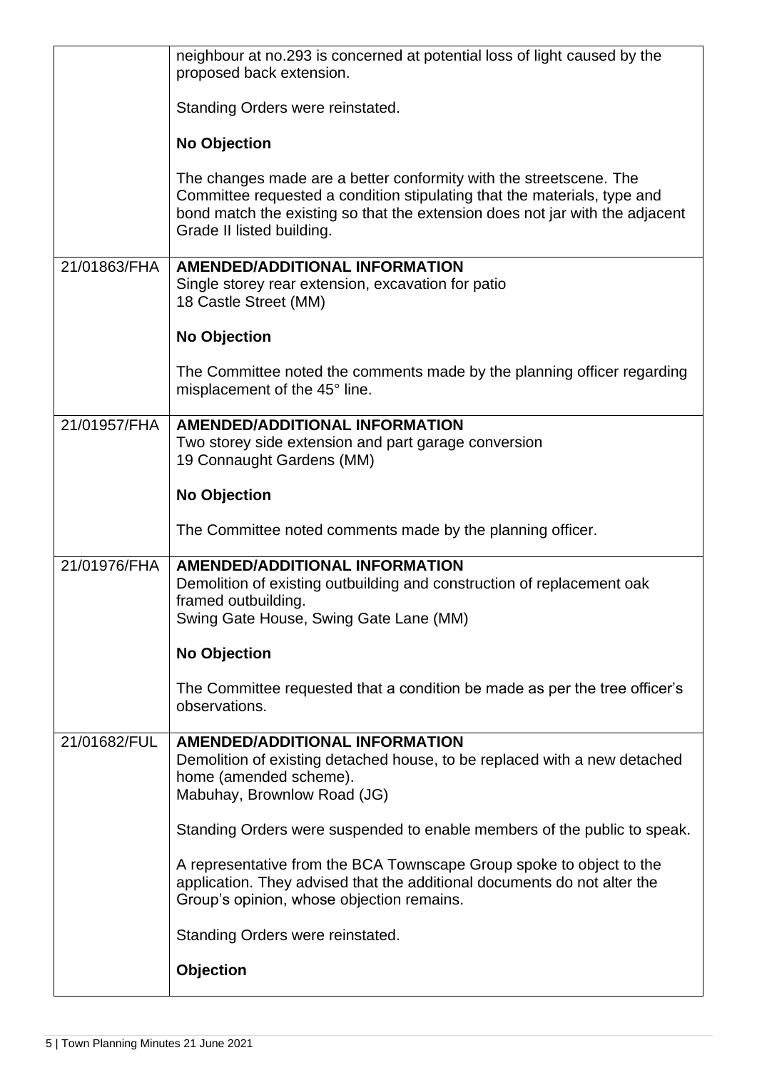| | |
|---|---|
| | neighbour at no.293 is concerned at potential loss of light caused by the proposed back extension.<br><br>Standing Orders were reinstated.<br><br>**No Objection**<br><br>The changes made are a better conformity with the streetscene. The Committee requested a condition stipulating that the materials, type and bond match the existing so that the extension does not jar with the adjacent Grade II listed building. |
| 21/01863/FHA | **AMENDED/ADDITIONAL INFORMATION**<br>Single storey rear extension, excavation for patio<br>18 Castle Street (MM)<br><br>**No Objection**<br><br>The Committee noted the comments made by the planning officer regarding misplacement of the 45° line. |
| 21/01957/FHA | **AMENDED/ADDITIONAL INFORMATION**<br>Two storey side extension and part garage conversion<br>19 Connaught Gardens (MM)<br><br>**No Objection**<br><br>The Committee noted comments made by the planning officer. |
| 21/01976/FHA | **AMENDED/ADDITIONAL INFORMATION**<br>Demolition of existing outbuilding and construction of replacement oak framed outbuilding.<br>Swing Gate House, Swing Gate Lane (MM)<br><br>**No Objection**<br><br>The Committee requested that a condition be made as per the tree officer's observations. |
| 21/01682/FUL | **AMENDED/ADDITIONAL INFORMATION**<br>Demolition of existing detached house, to be replaced with a new detached home (amended scheme).<br>Mabuhay, Brownlow Road (JG)<br><br>Standing Orders were suspended to enable members of the public to speak.<br><br>A representative from the BCA Townscape Group spoke to object to the application. They advised that the additional documents do not alter the Group's opinion, whose objection remains.<br><br>Standing Orders were reinstated.<br><br>**Objection** |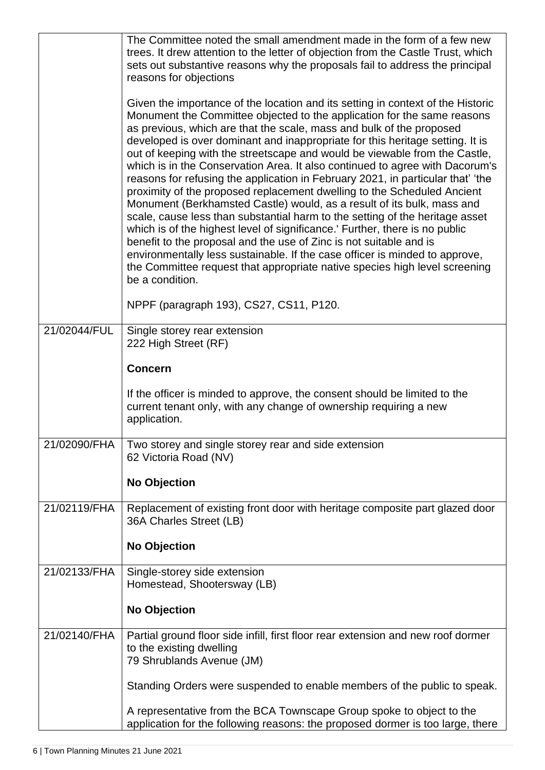| | |
|---|---|
| | The Committee noted the small amendment made in the form of a few new trees. It drew attention to the letter of objection from the Castle Trust, which sets out substantive reasons why the proposals fail to address the principal reasons for objections<br><br>Given the importance of the location and its setting in context of the Historic Monument the Committee objected to the application for the same reasons as previous, which are that the scale, mass and bulk of the proposed developed is over dominant and inappropriate for this heritage setting. It is out of keeping with the streetscape and would be viewable from the Castle, which is in the Conservation Area. It also continued to agree with Dacorum's reasons for refusing the application in February 2021, in particular that' 'the proximity of the proposed replacement dwelling to the Scheduled Ancient Monument (Berkhamsted Castle) would, as a result of its bulk, mass and scale, cause less than substantial harm to the setting of the heritage asset which is of the highest level of significance.' Further, there is no public benefit to the proposal and the use of Zinc is not suitable and is environmentally less sustainable. If the case officer is minded to approve, the Committee request that appropriate native species high level screening be a condition.<br><br>NPPF (paragraph 193), CS27, CS11, P120. |
| 21/02044/FUL | Single storey rear extension<br>222 High Street (RF)<br><br>**Concern**<br><br>If the officer is minded to approve, the consent should be limited to the current tenant only, with any change of ownership requiring a new application. |
| 21/02090/FHA | Two storey and single storey rear and side extension<br>62 Victoria Road (NV)<br><br>**No Objection** |
| 21/02119/FHA | Replacement of existing front door with heritage composite part glazed door<br>36A Charles Street (LB)<br><br>**No Objection** |
| 21/02133/FHA | Single-storey side extension<br>Homestead, Shootersway (LB)<br><br>**No Objection** |
| 21/02140/FHA | Partial ground floor side infill, first floor rear extension and new roof dormer to the existing dwelling<br>79 Shrublands Avenue (JM)<br><br>Standing Orders were suspended to enable members of the public to speak.<br><br>A representative from the BCA Townscape Group spoke to object to the application for the following reasons: the proposed dormer is too large, there |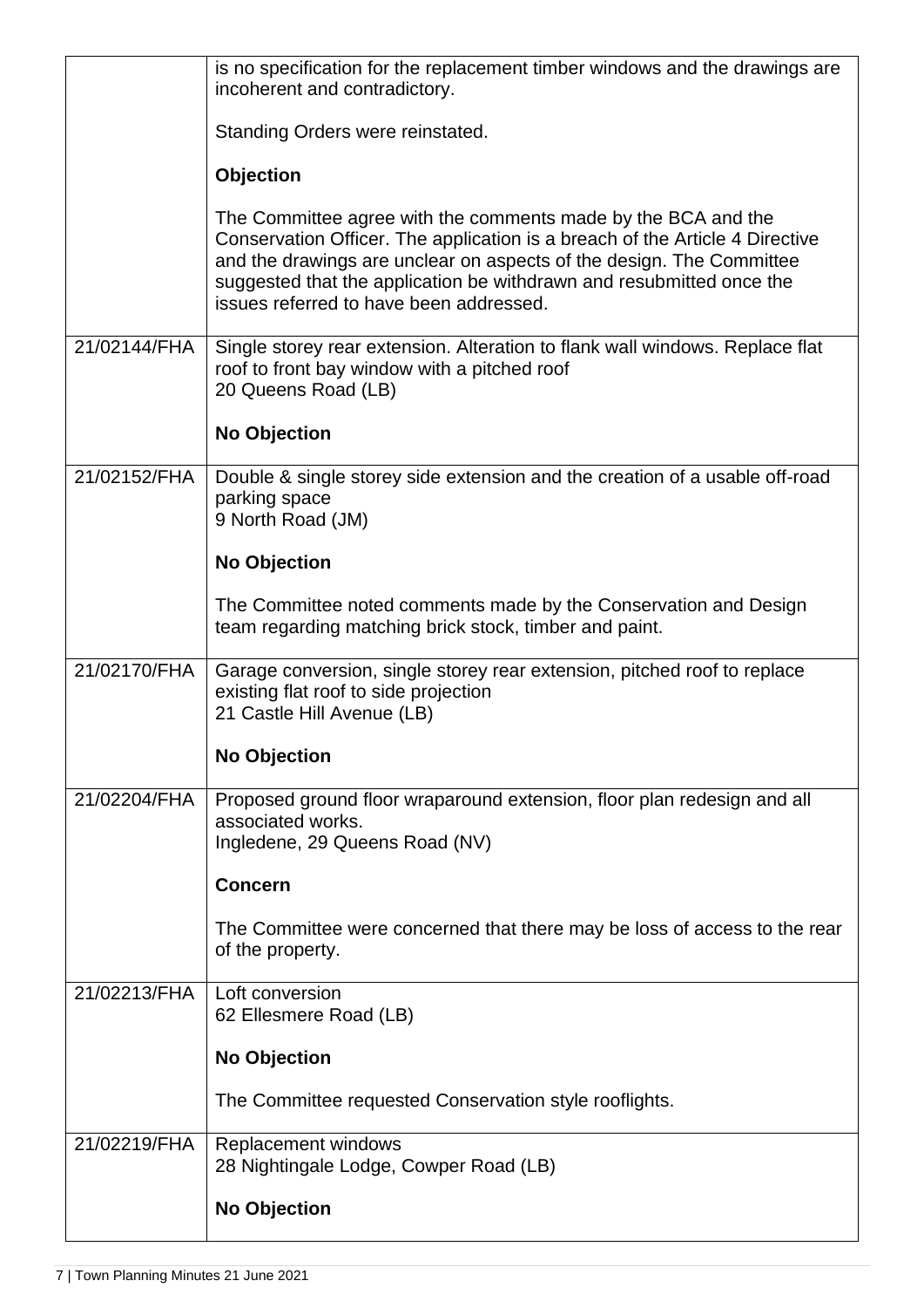| | |
|---|---|
| | is no specification for the replacement timber windows and the drawings are incoherent and contradictory.<br><br>Standing Orders were reinstated.<br><br>**Objection**<br><br>The Committee agree with the comments made by the BCA and the Conservation Officer. The application is a breach of the Article 4 Directive and the drawings are unclear on aspects of the design. The Committee suggested that the application be withdrawn and resubmitted once the issues referred to have been addressed. |
| 21/02144/FHA | Single storey rear extension. Alteration to flank wall windows. Replace flat roof to front bay window with a pitched roof<br>20 Queens Road (LB)<br><br>**No Objection** |
| 21/02152/FHA | Double & single storey side extension and the creation of a usable off-road parking space<br>9 North Road (JM)<br><br>**No Objection**<br><br>The Committee noted comments made by the Conservation and Design team regarding matching brick stock, timber and paint. |
| 21/02170/FHA | Garage conversion, single storey rear extension, pitched roof to replace existing flat roof to side projection<br>21 Castle Hill Avenue (LB)<br><br>**No Objection** |
| 21/02204/FHA | Proposed ground floor wraparound extension, floor plan redesign and all associated works.<br>Ingledene, 29 Queens Road (NV)<br><br>**Concern**<br><br>The Committee were concerned that there may be loss of access to the rear of the property. |
| 21/02213/FHA | Loft conversion<br>62 Ellesmere Road (LB)<br><br>**No Objection**<br><br>The Committee requested Conservation style rooflights. |
| 21/02219/FHA | Replacement windows<br>28 Nightingale Lodge, Cowper Road (LB)<br><br>**No Objection** |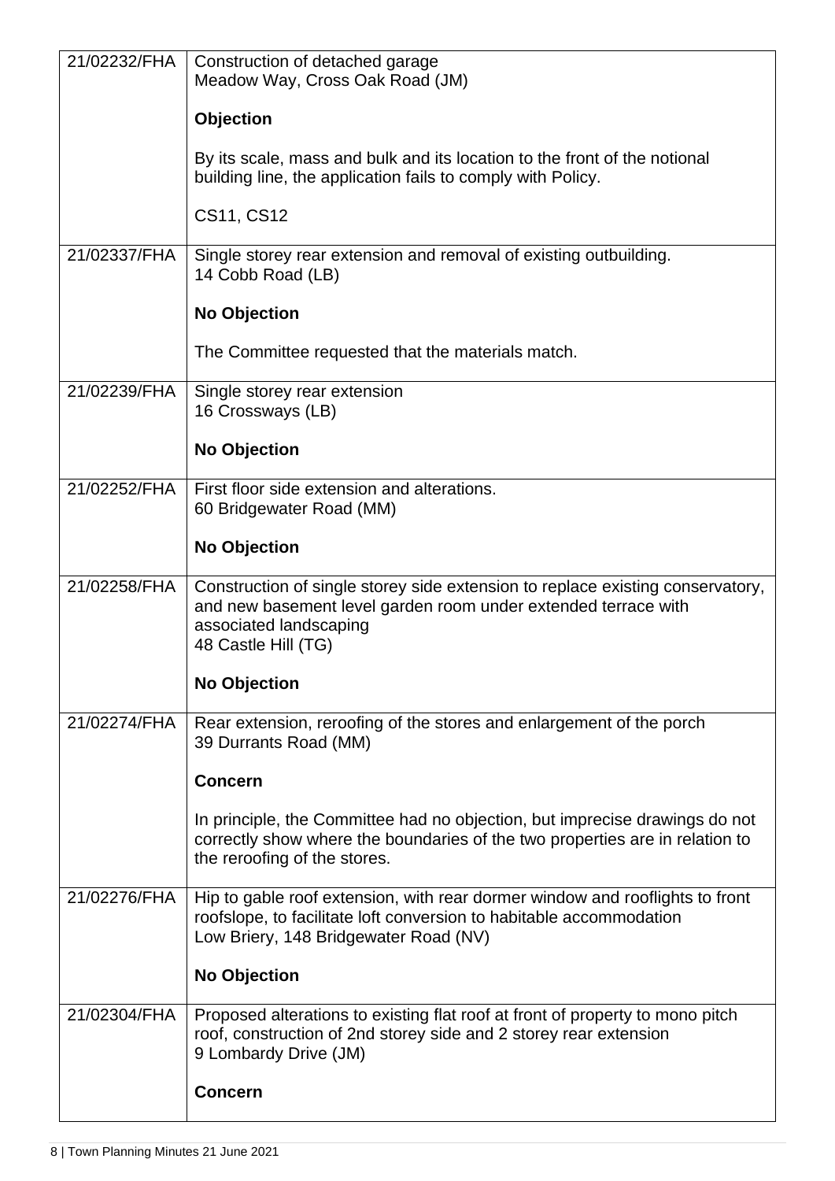| | |
|---|---|
| 21/02232/FHA | Construction of detached garage<br>Meadow Way, Cross Oak Road (JM)<br><br>**Objection**<br><br>By its scale, mass and bulk and its location to the front of the notional building line, the application fails to comply with Policy.<br><br>CS11, CS12 |
| 21/02337/FHA | Single storey rear extension and removal of existing outbuilding.<br>14 Cobb Road (LB)<br><br>**No Objection**<br><br>The Committee requested that the materials match. |
| 21/02239/FHA | Single storey rear extension<br>16 Crossways (LB)<br><br>**No Objection** |
| 21/02252/FHA | First floor side extension and alterations.<br>60 Bridgewater Road (MM)<br><br>**No Objection** |
| 21/02258/FHA | Construction of single storey side extension to replace existing conservatory, and new basement level garden room under extended terrace with associated landscaping<br>48 Castle Hill (TG)<br><br>**No Objection** |
| 21/02274/FHA | Rear extension, reroofing of the stores and enlargement of the porch<br>39 Durrants Road (MM)<br><br>**Concern**<br><br>In principle, the Committee had no objection, but imprecise drawings do not correctly show where the boundaries of the two properties are in relation to the reroofing of the stores. |
| 21/02276/FHA | Hip to gable roof extension, with rear dormer window and rooflights to front roofslope, to facilitate loft conversion to habitable accommodation<br>Low Briery, 148 Bridgewater Road (NV)<br><br>**No Objection** |
| 21/02304/FHA | Proposed alterations to existing flat roof at front of property to mono pitch roof, construction of 2nd storey side and 2 storey rear extension<br>9 Lombardy Drive (JM)<br><br>**Concern** |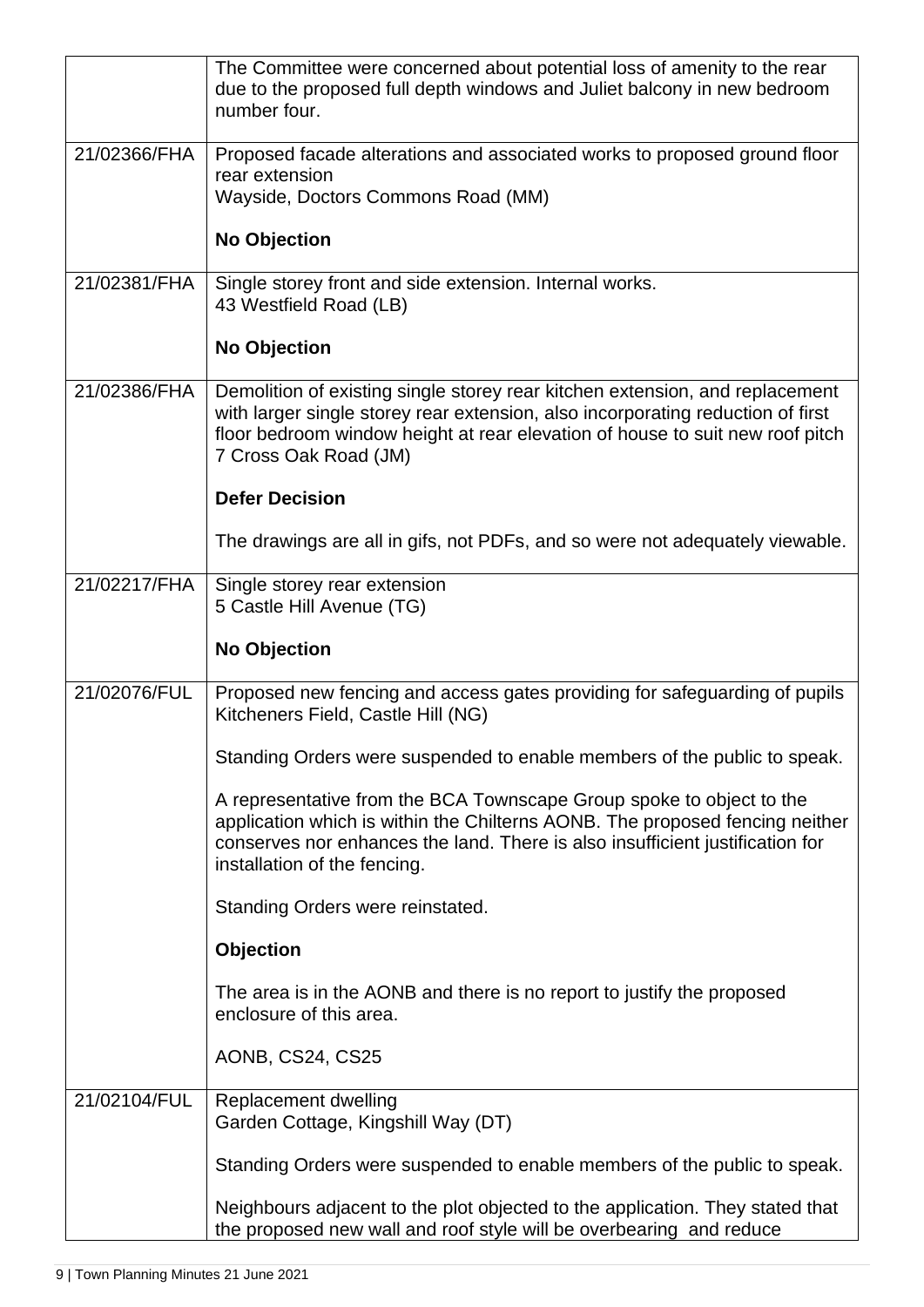| | |
|---|---|
| | The Committee were concerned about potential loss of amenity to the rear due to the proposed full depth windows and Juliet balcony in new bedroom number four. |
| 21/02366/FHA | Proposed facade alterations and associated works to proposed ground floor rear extension<br>Wayside, Doctors Commons Road (MM)<br><br>**No Objection** |
| 21/02381/FHA | Single storey front and side extension. Internal works.<br>43 Westfield Road (LB)<br><br>**No Objection** |
| 21/02386/FHA | Demolition of existing single storey rear kitchen extension, and replacement with larger single storey rear extension, also incorporating reduction of first floor bedroom window height at rear elevation of house to suit new roof pitch<br>7 Cross Oak Road (JM)<br><br>**Defer Decision**<br><br>The drawings are all in gifs, not PDFs, and so were not adequately viewable. |
| 21/02217/FHA | Single storey rear extension<br>5 Castle Hill Avenue (TG)<br><br>**No Objection** |
| 21/02076/FUL | Proposed new fencing and access gates providing for safeguarding of pupils<br>Kitcheners Field, Castle Hill (NG)<br><br>Standing Orders were suspended to enable members of the public to speak.<br><br>A representative from the BCA Townscape Group spoke to object to the application which is within the Chilterns AONB. The proposed fencing neither conserves nor enhances the land. There is also insufficient justification for installation of the fencing.<br><br>Standing Orders were reinstated.<br><br>**Objection**<br><br>The area is in the AONB and there is no report to justify the proposed enclosure of this area.<br><br>AONB, CS24, CS25 |
| 21/02104/FUL | Replacement dwelling<br>Garden Cottage, Kingshill Way (DT)<br><br>Standing Orders were suspended to enable members of the public to speak.<br><br>Neighbours adjacent to the plot objected to the application. They stated that the proposed new wall and roof style will be overbearing and reduce |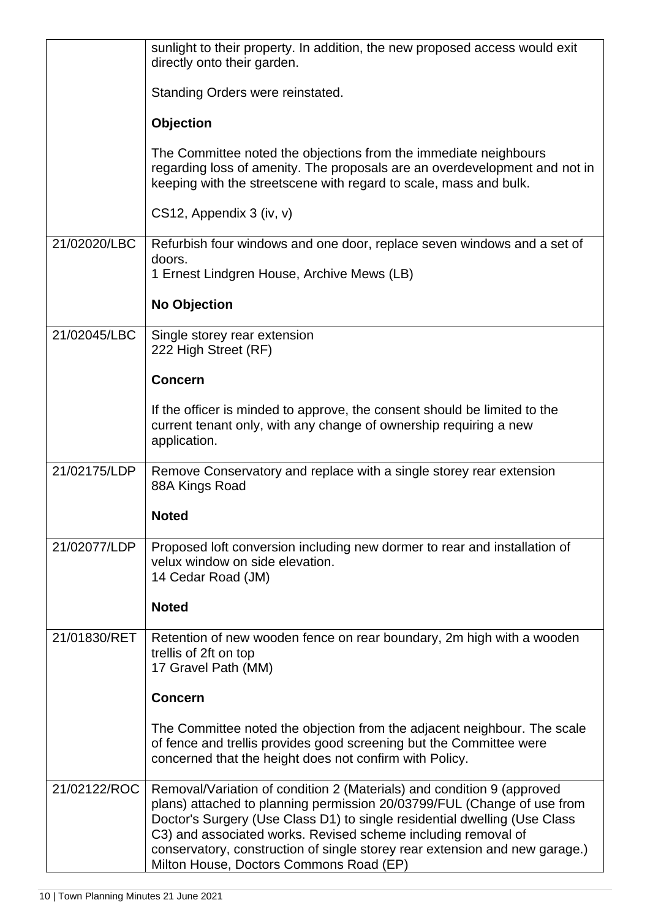| | |
|---|---|
| | sunlight to their property. In addition, the new proposed access would exit directly onto their garden.<br><br>Standing Orders were reinstated.<br><br>**Objection**<br><br>The Committee noted the objections from the immediate neighbours regarding loss of amenity. The proposals are an overdevelopment and not in keeping with the streetscene with regard to scale, mass and bulk.<br><br>CS12, Appendix 3 (iv, v) |
| 21/02020/LBC | Refurbish four windows and one door, replace seven windows and a set of doors.<br>1 Ernest Lindgren House, Archive Mews (LB)<br><br>**No Objection** |
| 21/02045/LBC | Single storey rear extension<br>222 High Street (RF)<br><br>**Concern**<br><br>If the officer is minded to approve, the consent should be limited to the current tenant only, with any change of ownership requiring a new application. |
| 21/02175/LDP | Remove Conservatory and replace with a single storey rear extension<br>88A Kings Road<br><br>**Noted** |
| 21/02077/LDP | Proposed loft conversion including new dormer to rear and installation of velux window on side elevation.<br>14 Cedar Road (JM)<br><br>**Noted** |
| 21/01830/RET | Retention of new wooden fence on rear boundary, 2m high with a wooden trellis of 2ft on top<br>17 Gravel Path (MM)<br><br>**Concern**<br><br>The Committee noted the objection from the adjacent neighbour. The scale of fence and trellis provides good screening but the Committee were concerned that the height does not confirm with Policy. |
| 21/02122/ROC | Removal/Variation of condition 2 (Materials) and condition 9 (approved plans) attached to planning permission 20/03799/FUL (Change of use from Doctor's Surgery (Use Class D1) to single residential dwelling (Use Class C3) and associated works. Revised scheme including removal of conservatory, construction of single storey rear extension and new garage.)<br>Milton House, Doctors Commons Road (EP) |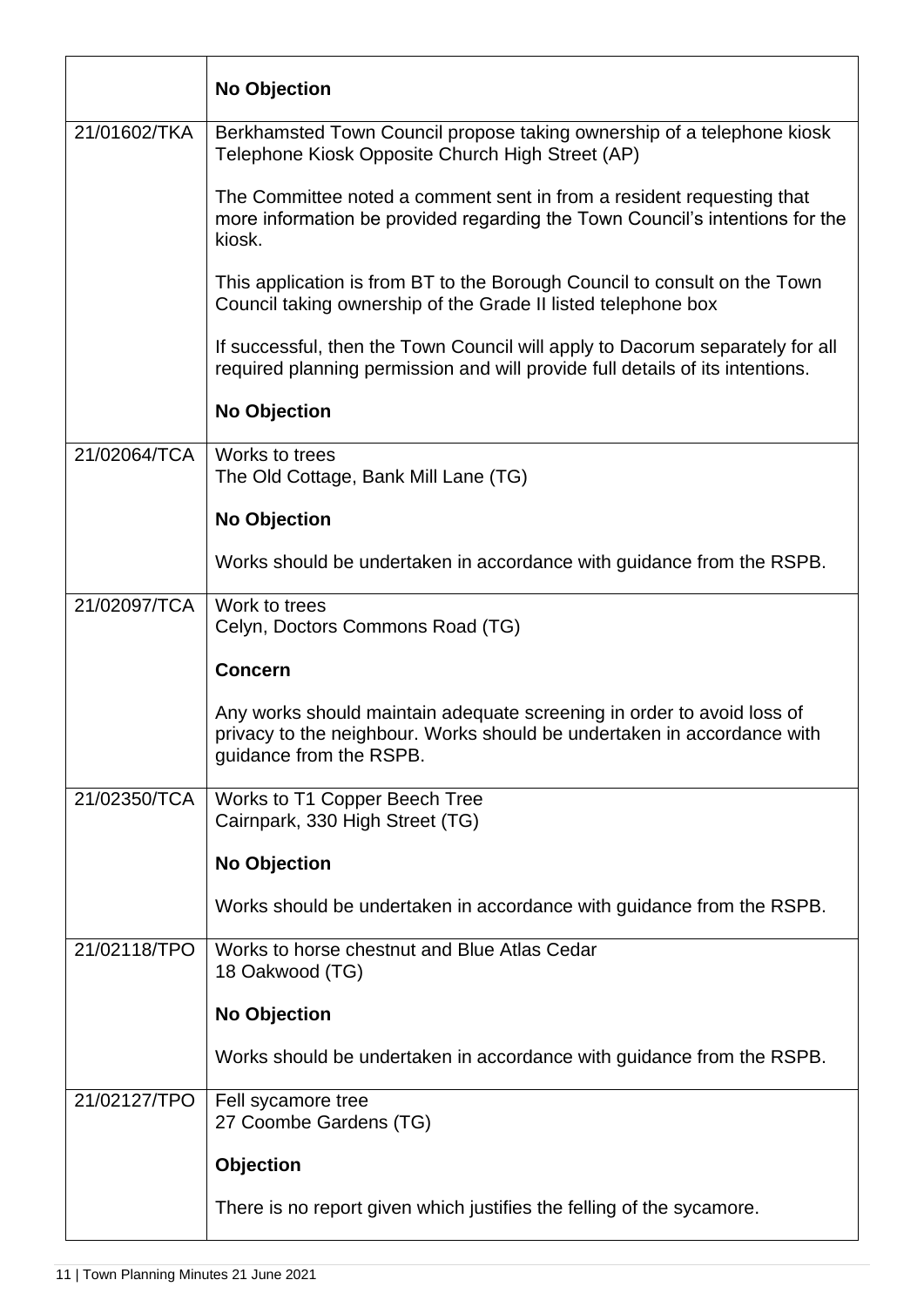| | |
|---|---|
| | **No Objection** |
| 21/01602/TKA | Berkhamsted Town Council propose taking ownership of a telephone kiosk<br>Telephone Kiosk Opposite Church High Street (AP)<br><br>The Committee noted a comment sent in from a resident requesting that more information be provided regarding the Town Council's intentions for the kiosk.<br><br>This application is from BT to the Borough Council to consult on the Town Council taking ownership of the Grade II listed telephone box<br><br>If successful, then the Town Council will apply to Dacorum separately for all required planning permission and will provide full details of its intentions.<br><br>**No Objection** |
| 21/02064/TCA | Works to trees<br>The Old Cottage, Bank Mill Lane (TG)<br><br>**No Objection**<br><br>Works should be undertaken in accordance with guidance from the RSPB. |
| 21/02097/TCA | Work to trees<br>Celyn, Doctors Commons Road (TG)<br><br>**Concern**<br><br>Any works should maintain adequate screening in order to avoid loss of privacy to the neighbour. Works should be undertaken in accordance with guidance from the RSPB. |
| 21/02350/TCA | Works to T1 Copper Beech Tree<br>Cairnpark, 330 High Street (TG)<br><br>**No Objection**<br><br>Works should be undertaken in accordance with guidance from the RSPB. |
| 21/02118/TPO | Works to horse chestnut and Blue Atlas Cedar<br>18 Oakwood (TG)<br><br>**No Objection**<br><br>Works should be undertaken in accordance with guidance from the RSPB. |
| 21/02127/TPO | Fell sycamore tree<br>27 Coombe Gardens (TG)<br><br>**Objection**<br><br>There is no report given which justifies the felling of the sycamore. |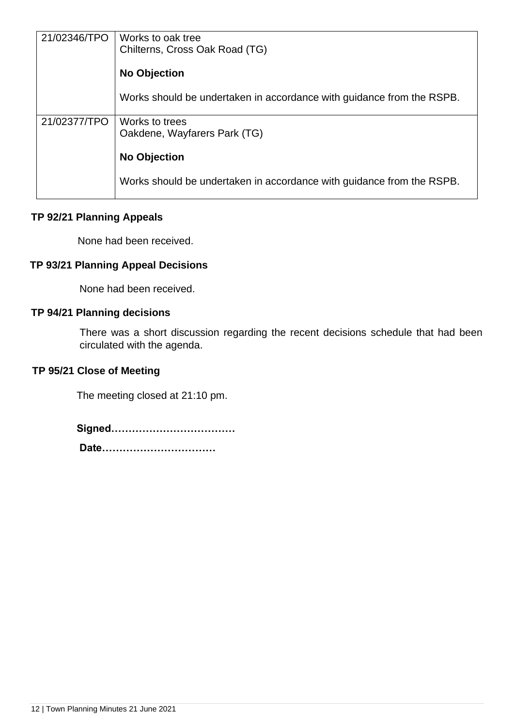| | |
|---|---|
| 21/02346/TPO | Works to oak tree<br>Chilterns, Cross Oak Road (TG)<br><br>**No Objection**<br><br>Works should be undertaken in accordance with guidance from the RSPB. |
| 21/02377/TPO | Works to trees<br>Oakdene, Wayfarers Park (TG)<br><br>**No Objection**<br><br>Works should be undertaken in accordance with guidance from the RSPB. |

**TP 92/21 Planning Appeals**

None had been received.

**TP 93/21 Planning Appeal Decisions**

None had been received.

**TP 94/21 Planning decisions**

There was a short discussion regarding the recent decisions schedule that had been circulated with the agenda.

**TP 95/21 Close of Meeting**

The meeting closed at 21:10 pm.

**Signed………………………………**

**Date……………………………**